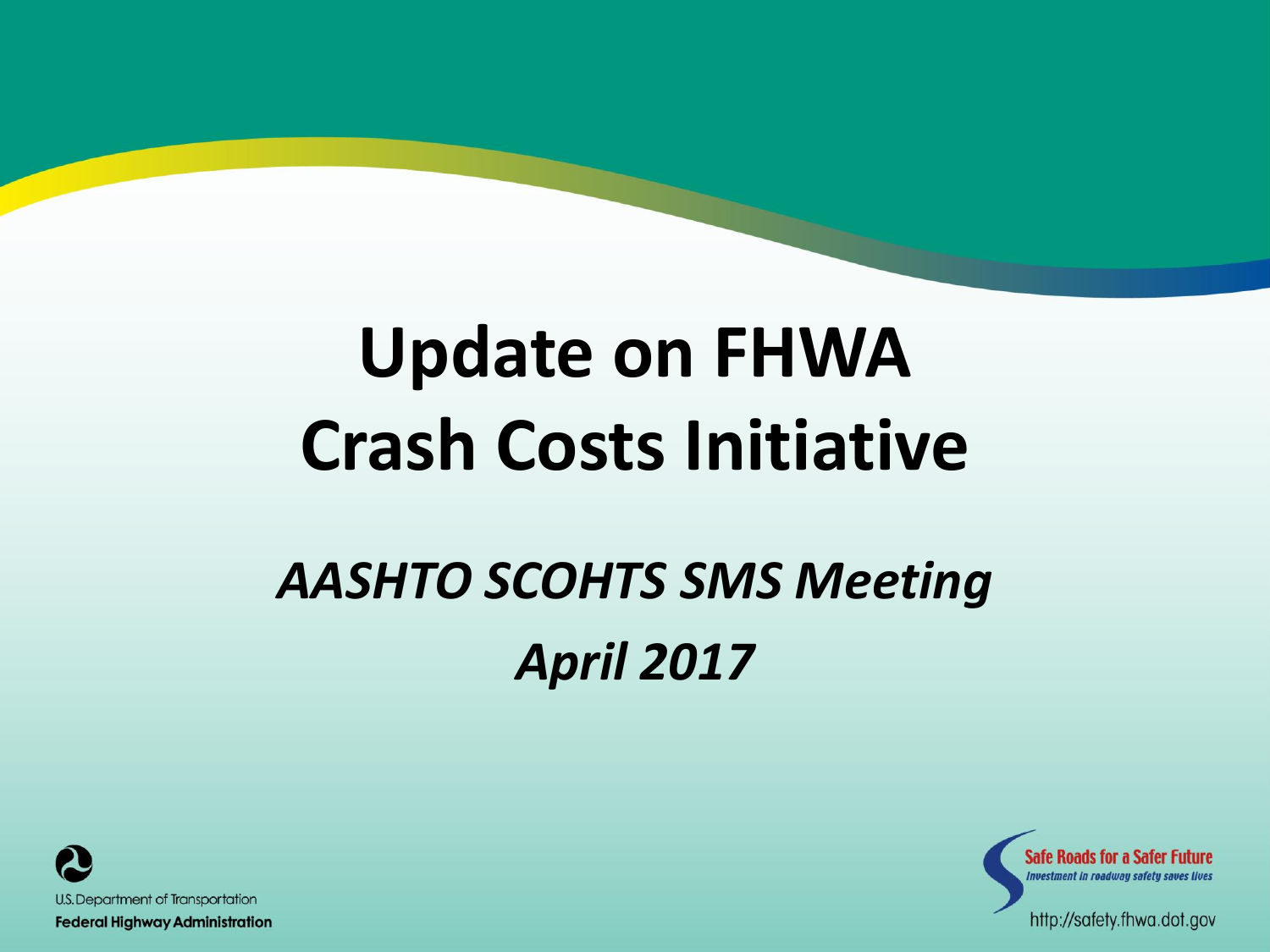# Update on FHWA Crash Costs Initiative

## *AASHTO SCOHTS SMS Meeting*

## *April 2017*

U.S. Department of Transportation
**Federal Highway Administration**

**Safe Roads for a Safer Future**
*Investment in roadway safety saves lives*

http://safety.fhwa.dot.gov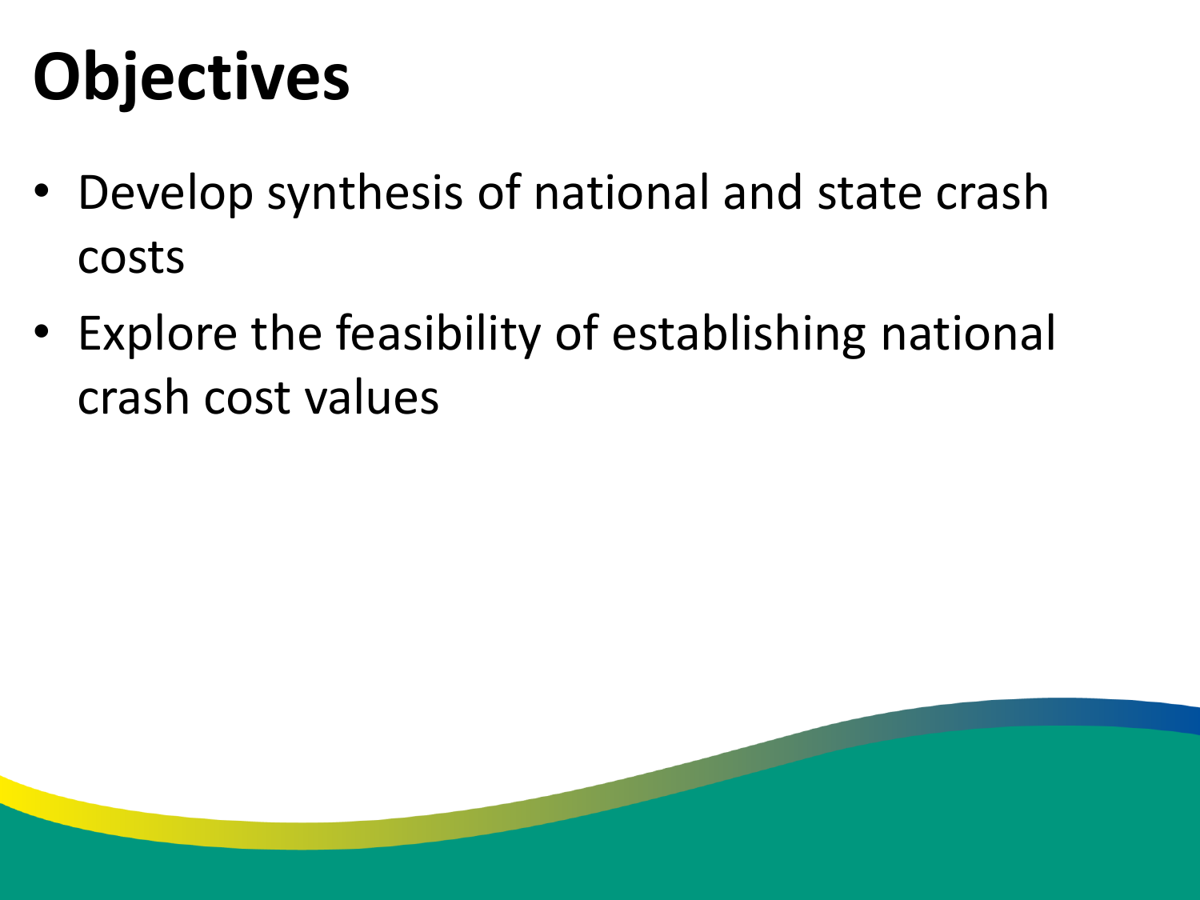# Objectives

- Develop synthesis of national and state crash costs
- Explore the feasibility of establishing national crash cost values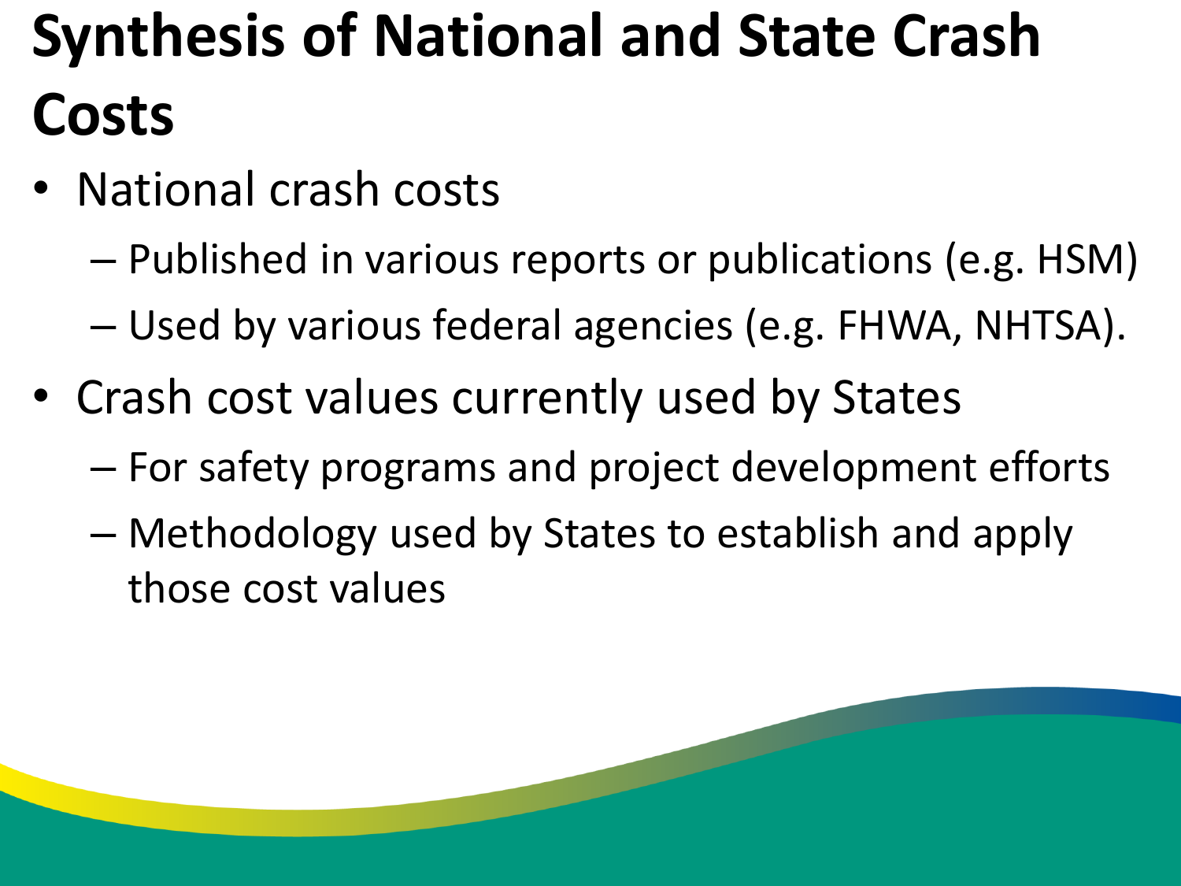# Synthesis of National and State Crash Costs

- National crash costs
  - Published in various reports or publications (e.g. HSM)
  - Used by various federal agencies (e.g. FHWA, NHTSA).
- Crash cost values currently used by States
  - For safety programs and project development efforts
  - Methodology used by States to establish and apply those cost values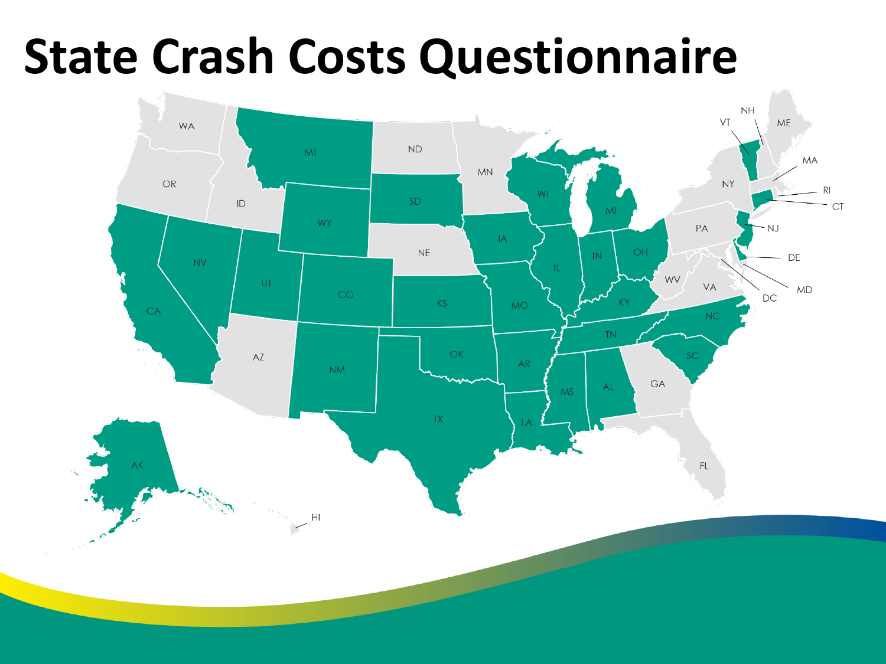# State Crash Costs Questionnaire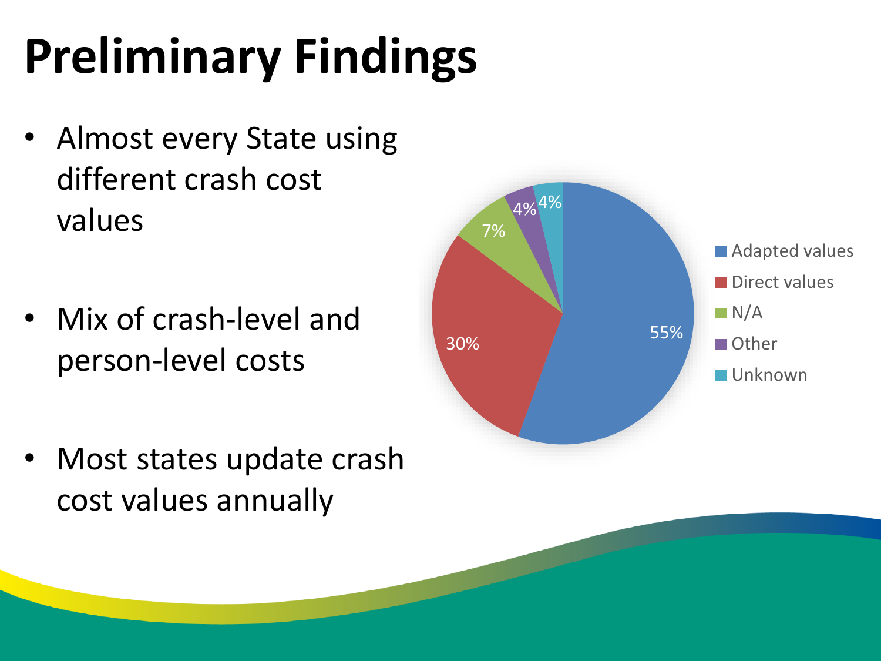# Preliminary Findings

- Almost every State using different crash cost values
- Mix of crash-level and person-level costs
- Most states update crash cost values annually

| Category | Percentage |
| --- | --- |
| Adapted values | 55% |
| Direct values | 30% |
| N/A | 7% |
| Other | 4% |
| Unknown | 4% |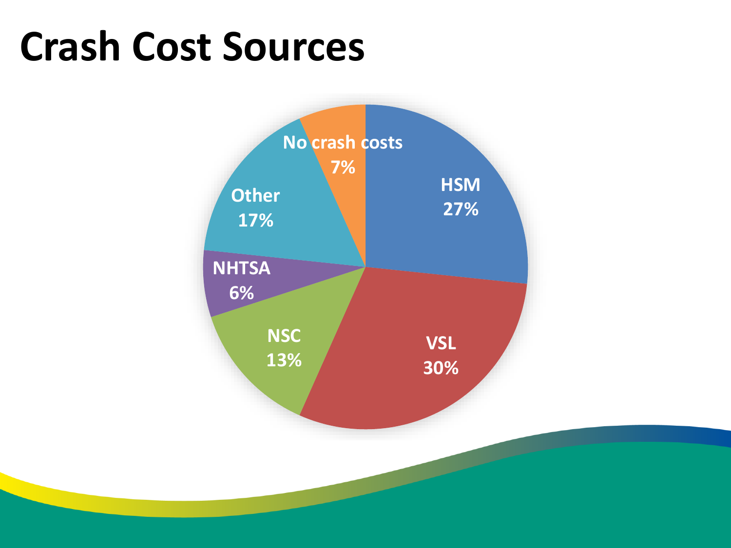# Crash Cost Sources

| Source | Percentage |
| --- | --- |
| HSM | 27% |
| VSL | 30% |
| NSC | 13% |
| NHTSA | 6% |
| Other | 17% |
| No crash costs | 7% |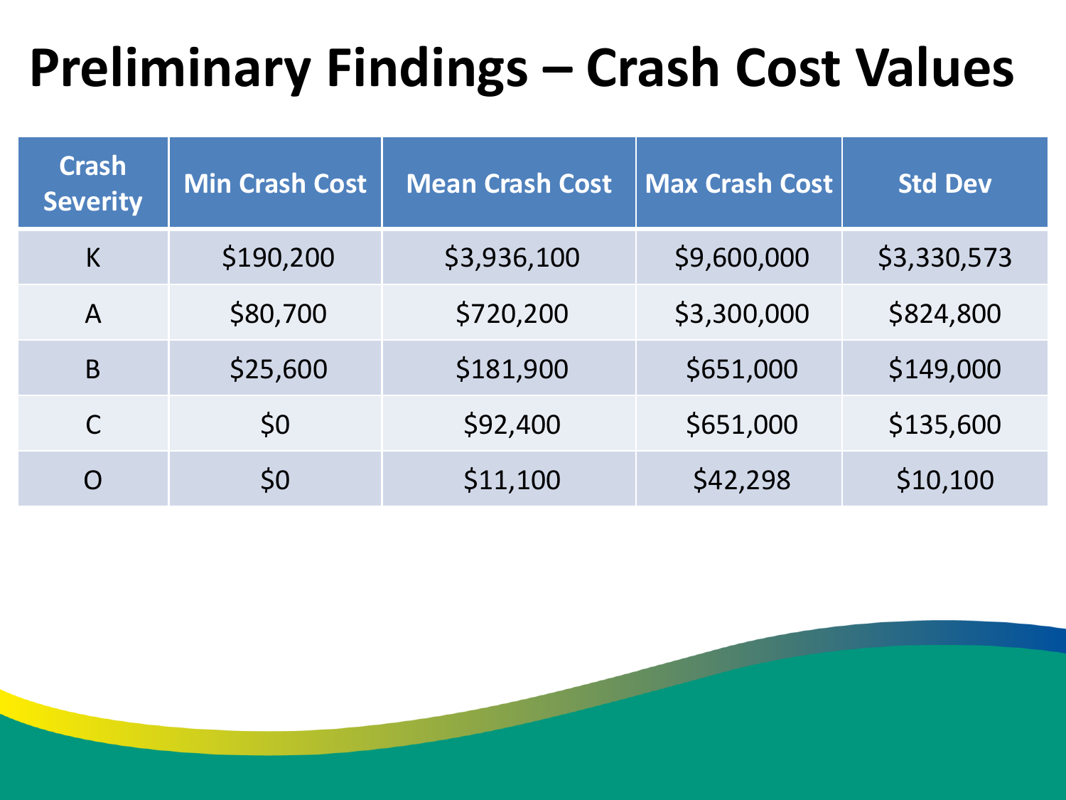# Preliminary Findings – Crash Cost Values

| Crash Severity | Min Crash Cost | Mean Crash Cost | Max Crash Cost | Std Dev |
|---|---|---|---|---|
| K | $190,200 | $3,936,100 | $9,600,000 | $3,330,573 |
| A | $80,700 | $720,200 | $3,300,000 | $824,800 |
| B | $25,600 | $181,900 | $651,000 | $149,000 |
| C | $0 | $92,400 | $651,000 | $135,600 |
| O | $0 | $11,100 | $42,298 | $10,100 |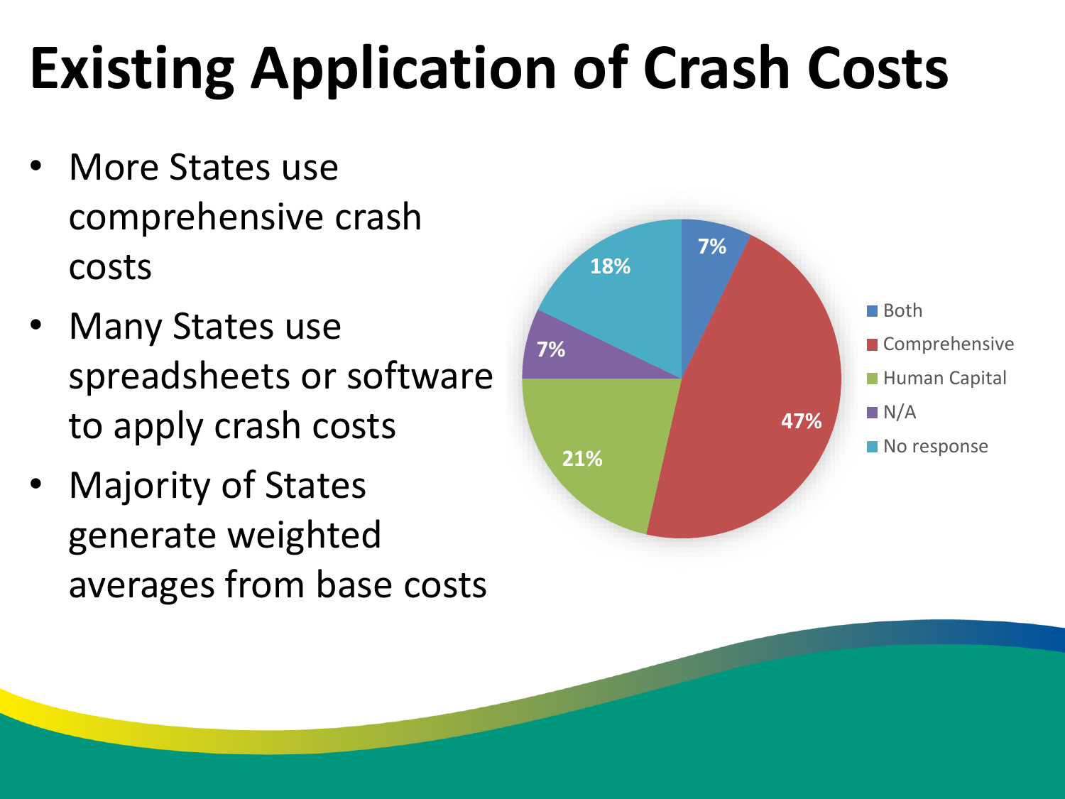# Existing Application of Crash Costs

- More States use comprehensive crash costs
- Many States use spreadsheets or software to apply crash costs
- Majority of States generate weighted averages from base costs

| Category | Percentage |
| --- | --- |
| Both | 7% |
| Comprehensive | 47% |
| Human Capital | 21% |
| N/A | 7% |
| No response | 18% |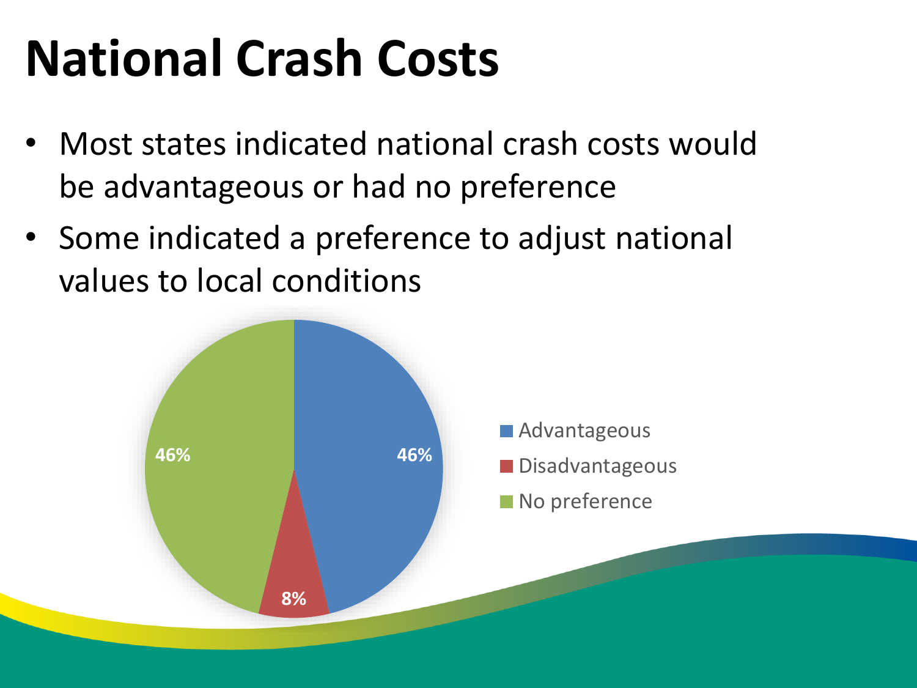# National Crash Costs

- Most states indicated national crash costs would be advantageous or had no preference
- Some indicated a preference to adjust national values to local conditions

| Response | Percentage |
| --- | --- |
| Advantageous | 46% |
| Disadvantageous | 8% |
| No preference | 46% |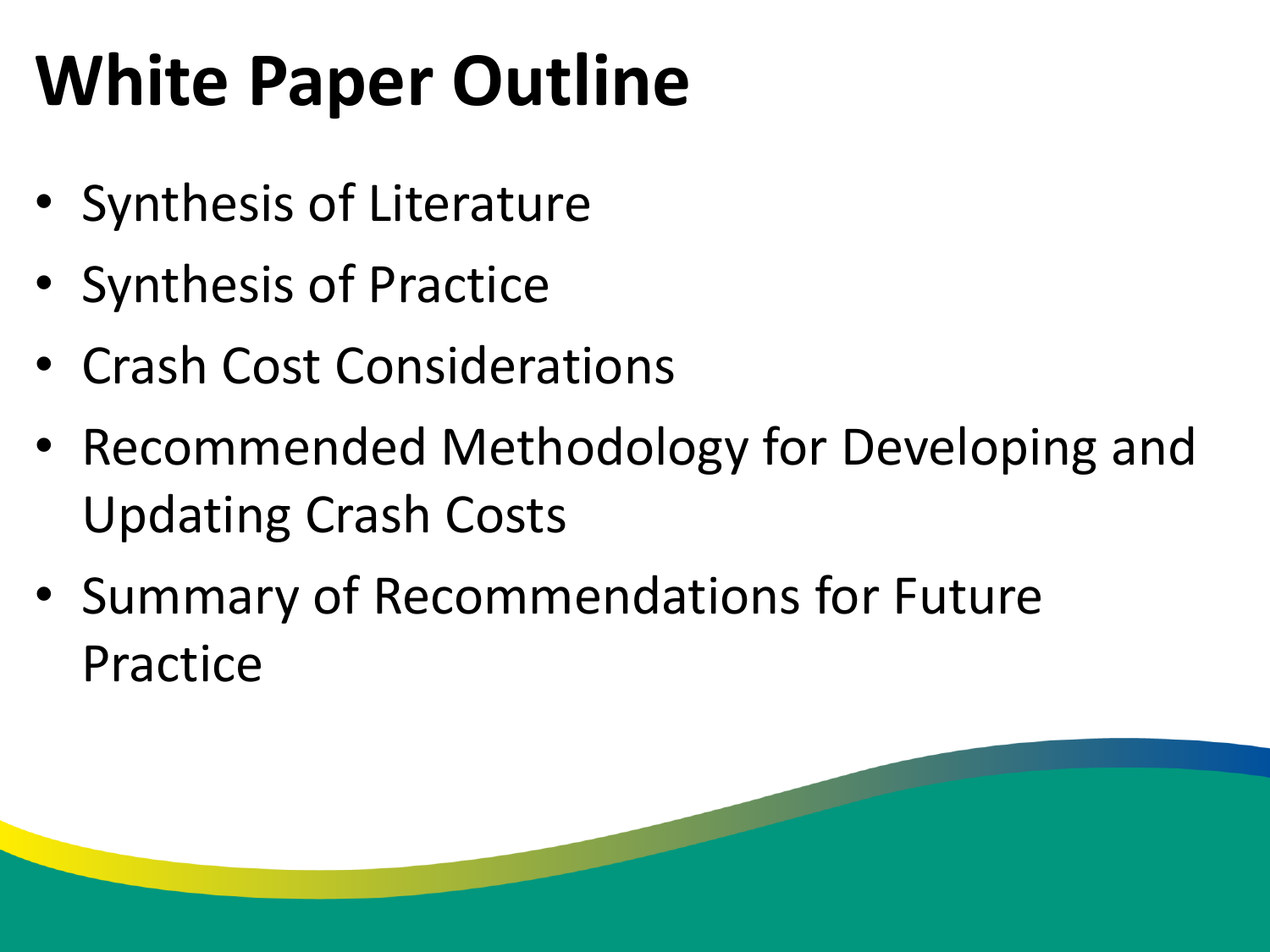# White Paper Outline

- Synthesis of Literature
- Synthesis of Practice
- Crash Cost Considerations
- Recommended Methodology for Developing and Updating Crash Costs
- Summary of Recommendations for Future Practice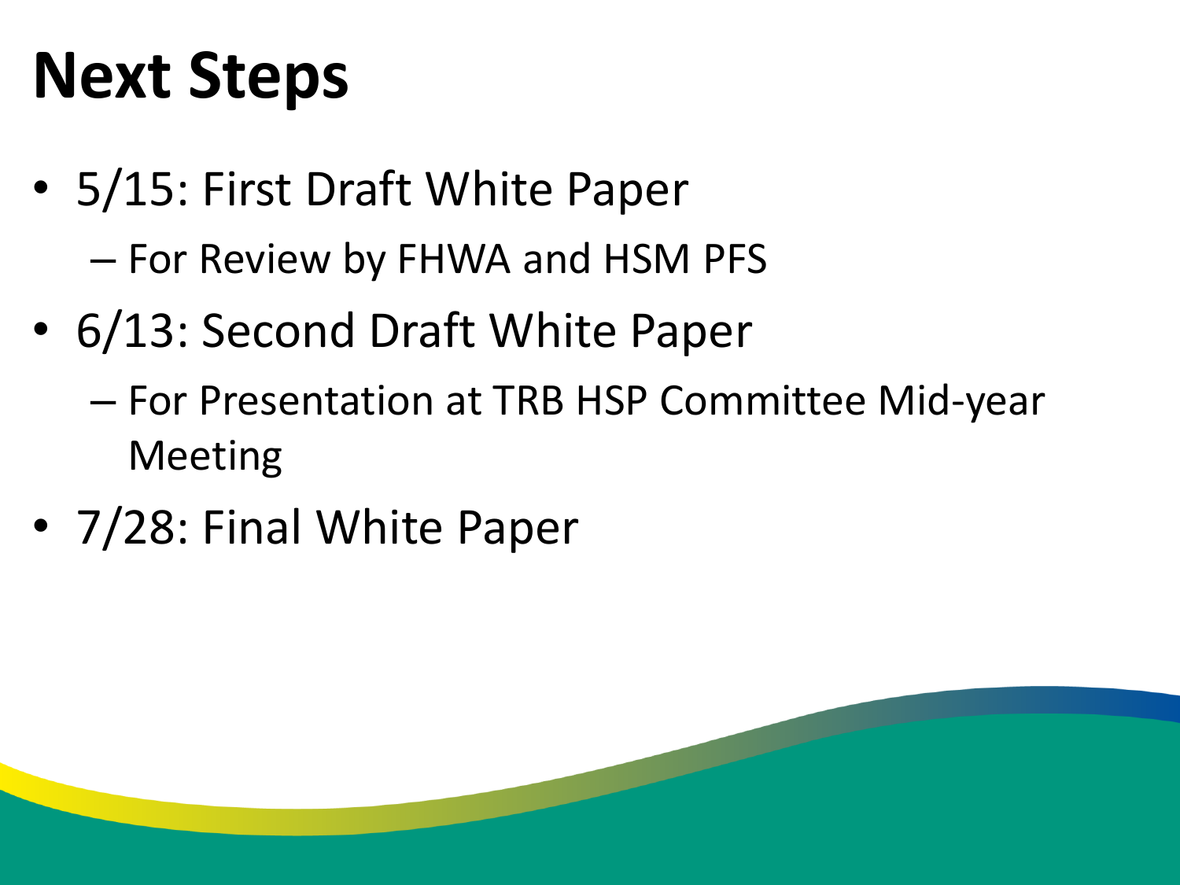# Next Steps

- 5/15: First Draft White Paper
  - For Review by FHWA and HSM PFS
- 6/13: Second Draft White Paper
  - For Presentation at TRB HSP Committee Mid-year Meeting
- 7/28: Final White Paper